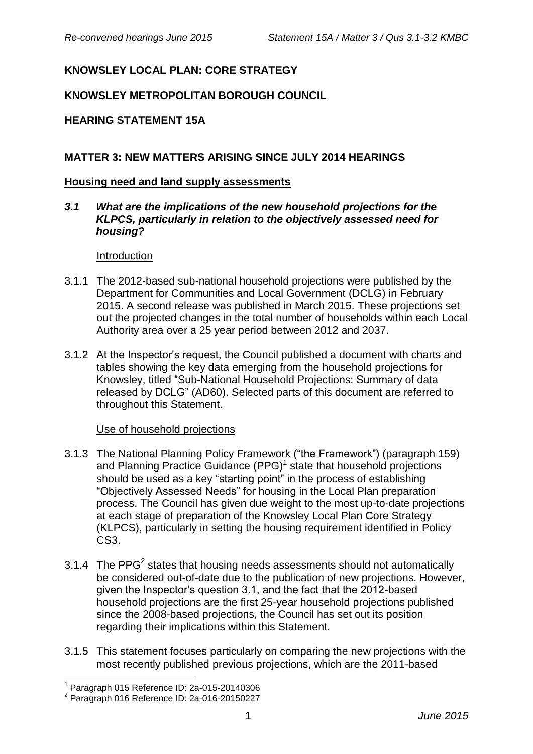**KNOWSLEY LOCAL PLAN: CORE STRATEGY**

**KNOWSLEY METROPOLITAN BOROUGH COUNCIL**

**HEARING STATEMENT 15A**

**MATTER 3: NEW MATTERS ARISING SINCE JULY 2014 HEARINGS**

**Housing need and land supply assessments**

***3.1 What are the implications of the new household projections for the KLPCS, particularly in relation to the objectively assessed need for housing?***

Introduction

3.1.1 The 2012-based sub-national household projections were published by the Department for Communities and Local Government (DCLG) in February 2015. A second release was published in March 2015. These projections set out the projected changes in the total number of households within each Local Authority area over a 25 year period between 2012 and 2037.

3.1.2 At the Inspector's request, the Council published a document with charts and tables showing the key data emerging from the household projections for Knowsley, titled "Sub-National Household Projections: Summary of data released by DCLG" (AD60). Selected parts of this document are referred to throughout this Statement.

Use of household projections

3.1.3 The National Planning Policy Framework ("the Framework") (paragraph 159) and Planning Practice Guidance (PPG)[1] state that household projections should be used as a key "starting point" in the process of establishing "Objectively Assessed Needs" for housing in the Local Plan preparation process. The Council has given due weight to the most up-to-date projections at each stage of preparation of the Knowsley Local Plan Core Strategy (KLPCS), particularly in setting the housing requirement identified in Policy CS3.

3.1.4 The PPG[2] states that housing needs assessments should not automatically be considered out-of-date due to the publication of new projections. However, given the Inspector's question 3.1, and the fact that the 2012-based household projections are the first 25-year household projections published since the 2008-based projections, the Council has set out its position regarding their implications within this Statement.

3.1.5 This statement focuses particularly on comparing the new projections with the most recently published previous projections, which are the 2011-based

[1] Paragraph 015 Reference ID: 2a-015-20140306

[2] Paragraph 016 Reference ID: 2a-016-20150227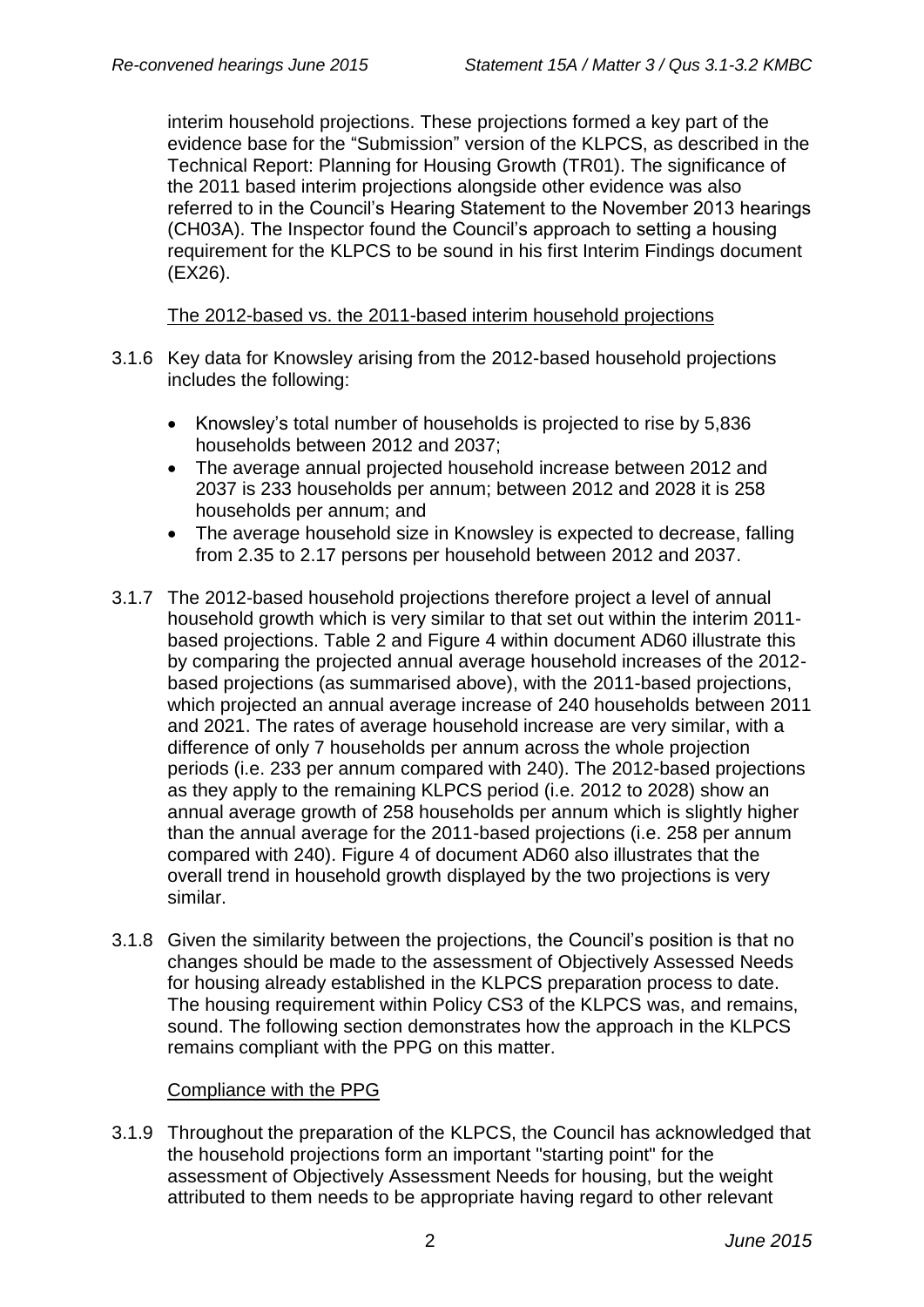interim household projections. These projections formed a key part of the evidence base for the "Submission" version of the KLPCS, as described in the Technical Report: Planning for Housing Growth (TR01). The significance of the 2011 based interim projections alongside other evidence was also referred to in the Council's Hearing Statement to the November 2013 hearings (CH03A). The Inspector found the Council's approach to setting a housing requirement for the KLPCS to be sound in his first Interim Findings document (EX26).

The 2012-based vs. the 2011-based interim household projections

3.1.6 Key data for Knowsley arising from the 2012-based household projections includes the following:

- Knowsley's total number of households is projected to rise by 5,836 households between 2012 and 2037;
- The average annual projected household increase between 2012 and 2037 is 233 households per annum; between 2012 and 2028 it is 258 households per annum; and
- The average household size in Knowsley is expected to decrease, falling from 2.35 to 2.17 persons per household between 2012 and 2037.

3.1.7 The 2012-based household projections therefore project a level of annual household growth which is very similar to that set out within the interim 2011-based projections. Table 2 and Figure 4 within document AD60 illustrate this by comparing the projected annual average household increases of the 2012-based projections (as summarised above), with the 2011-based projections, which projected an annual average increase of 240 households between 2011 and 2021. The rates of average household increase are very similar, with a difference of only 7 households per annum across the whole projection periods (i.e. 233 per annum compared with 240). The 2012-based projections as they apply to the remaining KLPCS period (i.e. 2012 to 2028) show an annual average growth of 258 households per annum which is slightly higher than the annual average for the 2011-based projections (i.e. 258 per annum compared with 240). Figure 4 of document AD60 also illustrates that the overall trend in household growth displayed by the two projections is very similar.

3.1.8 Given the similarity between the projections, the Council's position is that no changes should be made to the assessment of Objectively Assessed Needs for housing already established in the KLPCS preparation process to date. The housing requirement within Policy CS3 of the KLPCS was, and remains, sound. The following section demonstrates how the approach in the KLPCS remains compliant with the PPG on this matter.

Compliance with the PPG

3.1.9 Throughout the preparation of the KLPCS, the Council has acknowledged that the household projections form an important "starting point" for the assessment of Objectively Assessment Needs for housing, but the weight attributed to them needs to be appropriate having regard to other relevant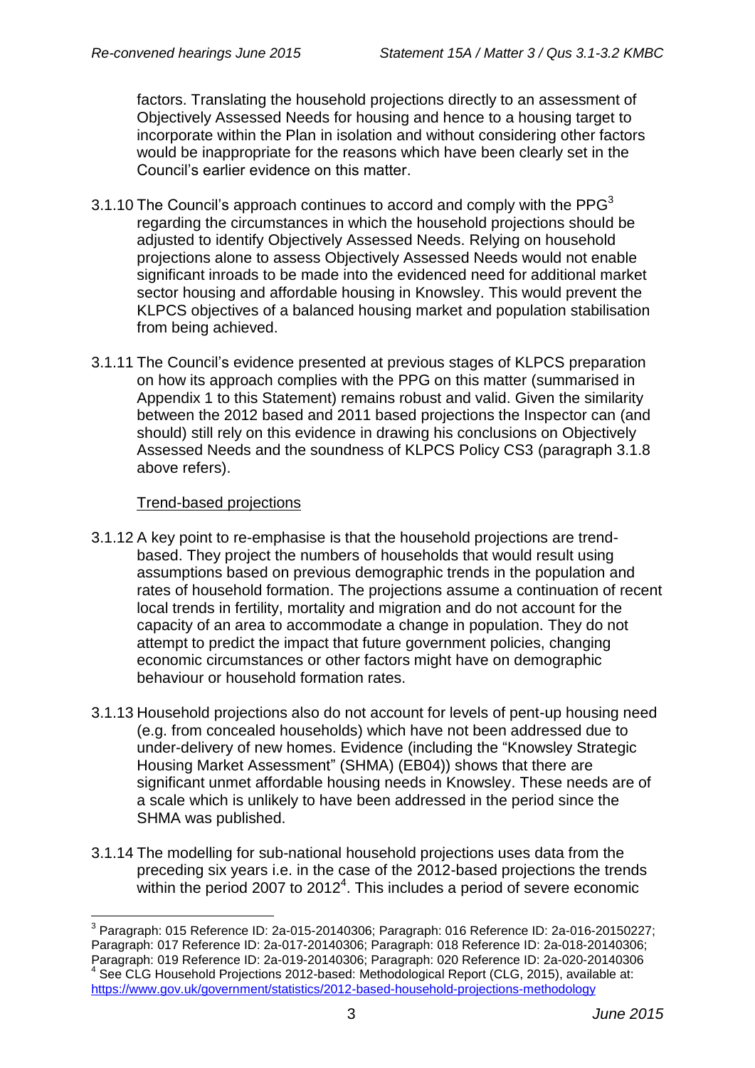factors. Translating the household projections directly to an assessment of Objectively Assessed Needs for housing and hence to a housing target to incorporate within the Plan in isolation and without considering other factors would be inappropriate for the reasons which have been clearly set in the Council's earlier evidence on this matter.

3.1.10 The Council's approach continues to accord and comply with the PPG[3] regarding the circumstances in which the household projections should be adjusted to identify Objectively Assessed Needs. Relying on household projections alone to assess Objectively Assessed Needs would not enable significant inroads to be made into the evidenced need for additional market sector housing and affordable housing in Knowsley. This would prevent the KLPCS objectives of a balanced housing market and population stabilisation from being achieved.

3.1.11 The Council's evidence presented at previous stages of KLPCS preparation on how its approach complies with the PPG on this matter (summarised in Appendix 1 to this Statement) remains robust and valid. Given the similarity between the 2012 based and 2011 based projections the Inspector can (and should) still rely on this evidence in drawing his conclusions on Objectively Assessed Needs and the soundness of KLPCS Policy CS3 (paragraph 3.1.8 above refers).

Trend-based projections

3.1.12 A key point to re-emphasise is that the household projections are trend-based. They project the numbers of households that would result using assumptions based on previous demographic trends in the population and rates of household formation. The projections assume a continuation of recent local trends in fertility, mortality and migration and do not account for the capacity of an area to accommodate a change in population. They do not attempt to predict the impact that future government policies, changing economic circumstances or other factors might have on demographic behaviour or household formation rates.

3.1.13 Household projections also do not account for levels of pent-up housing need (e.g. from concealed households) which have not been addressed due to under-delivery of new homes. Evidence (including the "Knowsley Strategic Housing Market Assessment" (SHMA) (EB04)) shows that there are significant unmet affordable housing needs in Knowsley. These needs are of a scale which is unlikely to have been addressed in the period since the SHMA was published.

3.1.14 The modelling for sub-national household projections uses data from the preceding six years i.e. in the case of the 2012-based projections the trends within the period 2007 to 2012[4]. This includes a period of severe economic

---

[3] Paragraph: 015 Reference ID: 2a-015-20140306; Paragraph: 016 Reference ID: 2a-016-20150227; Paragraph: 017 Reference ID: 2a-017-20140306; Paragraph: 018 Reference ID: 2a-018-20140306; Paragraph: 019 Reference ID: 2a-019-20140306; Paragraph: 020 Reference ID: 2a-020-20140306

[4] See CLG Household Projections 2012-based: Methodological Report (CLG, 2015), available at: https://www.gov.uk/government/statistics/2012-based-household-projections-methodology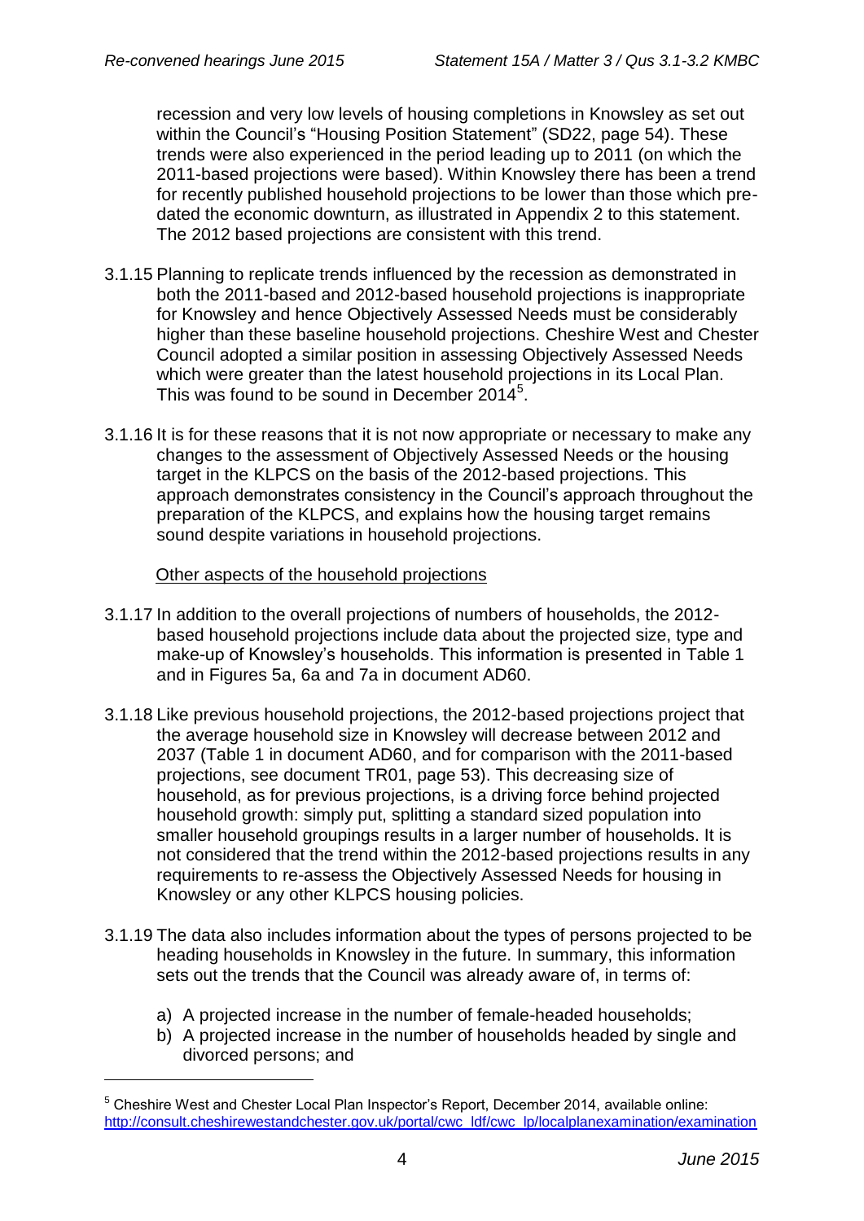recession and very low levels of housing completions in Knowsley as set out within the Council's "Housing Position Statement" (SD22, page 54). These trends were also experienced in the period leading up to 2011 (on which the 2011-based projections were based). Within Knowsley there has been a trend for recently published household projections to be lower than those which pre-dated the economic downturn, as illustrated in Appendix 2 to this statement. The 2012 based projections are consistent with this trend.

3.1.15 Planning to replicate trends influenced by the recession as demonstrated in both the 2011-based and 2012-based household projections is inappropriate for Knowsley and hence Objectively Assessed Needs must be considerably higher than these baseline household projections. Cheshire West and Chester Council adopted a similar position in assessing Objectively Assessed Needs which were greater than the latest household projections in its Local Plan. This was found to be sound in December 2014[5].

3.1.16 It is for these reasons that it is not now appropriate or necessary to make any changes to the assessment of Objectively Assessed Needs or the housing target in the KLPCS on the basis of the 2012-based projections. This approach demonstrates consistency in the Council's approach throughout the preparation of the KLPCS, and explains how the housing target remains sound despite variations in household projections.

Other aspects of the household projections

3.1.17 In addition to the overall projections of numbers of households, the 2012-based household projections include data about the projected size, type and make-up of Knowsley's households. This information is presented in Table 1 and in Figures 5a, 6a and 7a in document AD60.

3.1.18 Like previous household projections, the 2012-based projections project that the average household size in Knowsley will decrease between 2012 and 2037 (Table 1 in document AD60, and for comparison with the 2011-based projections, see document TR01, page 53). This decreasing size of household, as for previous projections, is a driving force behind projected household growth: simply put, splitting a standard sized population into smaller household groupings results in a larger number of households. It is not considered that the trend within the 2012-based projections results in any requirements to re-assess the Objectively Assessed Needs for housing in Knowsley or any other KLPCS housing policies.

3.1.19 The data also includes information about the types of persons projected to be heading households in Knowsley in the future. In summary, this information sets out the trends that the Council was already aware of, in terms of:

a) A projected increase in the number of female-headed households;
b) A projected increase in the number of households headed by single and divorced persons; and

[5] Cheshire West and Chester Local Plan Inspector's Report, December 2014, available online: http://consult.cheshirewestandchester.gov.uk/portal/cwc_ldf/cwc_lp/localplanexamination/examination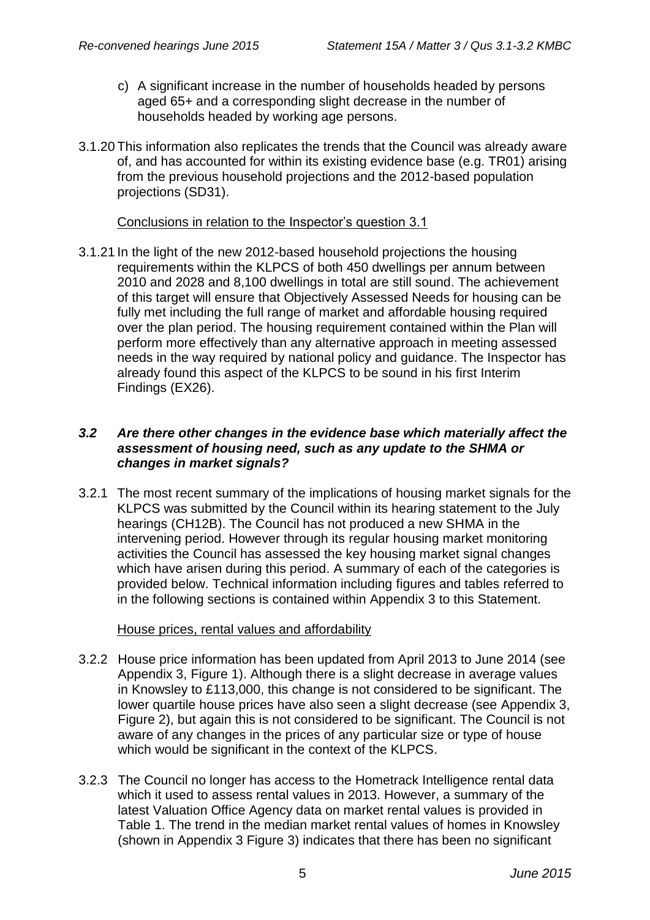c) A significant increase in the number of households headed by persons aged 65+ and a corresponding slight decrease in the number of households headed by working age persons.

3.1.20 This information also replicates the trends that the Council was already aware of, and has accounted for within its existing evidence base (e.g. TR01) arising from the previous household projections and the 2012-based population projections (SD31).

Conclusions in relation to the Inspector's question 3.1

3.1.21 In the light of the new 2012-based household projections the housing requirements within the KLPCS of both 450 dwellings per annum between 2010 and 2028 and 8,100 dwellings in total are still sound. The achievement of this target will ensure that Objectively Assessed Needs for housing can be fully met including the full range of market and affordable housing required over the plan period. The housing requirement contained within the Plan will perform more effectively than any alternative approach in meeting assessed needs in the way required by national policy and guidance. The Inspector has already found this aspect of the KLPCS to be sound in his first Interim Findings (EX26).

### *3.2 Are there other changes in the evidence base which materially affect the assessment of housing need, such as any update to the SHMA or changes in market signals?*

3.2.1 The most recent summary of the implications of housing market signals for the KLPCS was submitted by the Council within its hearing statement to the July hearings (CH12B). The Council has not produced a new SHMA in the intervening period. However through its regular housing market monitoring activities the Council has assessed the key housing market signal changes which have arisen during this period. A summary of each of the categories is provided below. Technical information including figures and tables referred to in the following sections is contained within Appendix 3 to this Statement.

House prices, rental values and affordability

3.2.2 House price information has been updated from April 2013 to June 2014 (see Appendix 3, Figure 1). Although there is a slight decrease in average values in Knowsley to £113,000, this change is not considered to be significant. The lower quartile house prices have also seen a slight decrease (see Appendix 3, Figure 2), but again this is not considered to be significant. The Council is not aware of any changes in the prices of any particular size or type of house which would be significant in the context of the KLPCS.

3.2.3 The Council no longer has access to the Hometrack Intelligence rental data which it used to assess rental values in 2013. However, a summary of the latest Valuation Office Agency data on market rental values is provided in Table 1. The trend in the median market rental values of homes in Knowsley (shown in Appendix 3 Figure 3) indicates that there has been no significant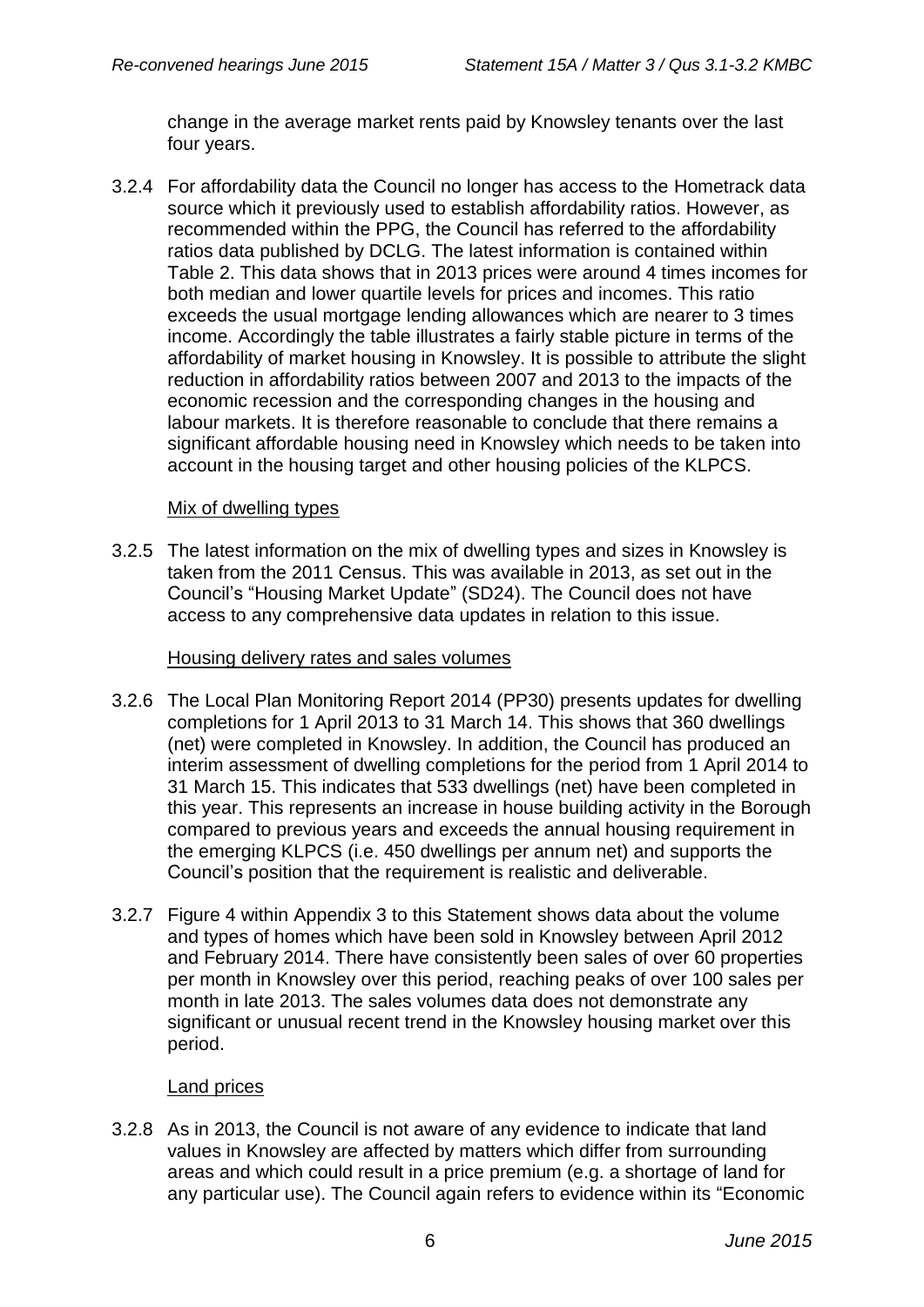change in the average market rents paid by Knowsley tenants over the last four years.

3.2.4 For affordability data the Council no longer has access to the Hometrack data source which it previously used to establish affordability ratios. However, as recommended within the PPG, the Council has referred to the affordability ratios data published by DCLG. The latest information is contained within Table 2. This data shows that in 2013 prices were around 4 times incomes for both median and lower quartile levels for prices and incomes. This ratio exceeds the usual mortgage lending allowances which are nearer to 3 times income. Accordingly the table illustrates a fairly stable picture in terms of the affordability of market housing in Knowsley. It is possible to attribute the slight reduction in affordability ratios between 2007 and 2013 to the impacts of the economic recession and the corresponding changes in the housing and labour markets. It is therefore reasonable to conclude that there remains a significant affordable housing need in Knowsley which needs to be taken into account in the housing target and other housing policies of the KLPCS.

Mix of dwelling types

3.2.5 The latest information on the mix of dwelling types and sizes in Knowsley is taken from the 2011 Census. This was available in 2013, as set out in the Council's "Housing Market Update" (SD24). The Council does not have access to any comprehensive data updates in relation to this issue.

Housing delivery rates and sales volumes

3.2.6 The Local Plan Monitoring Report 2014 (PP30) presents updates for dwelling completions for 1 April 2013 to 31 March 14. This shows that 360 dwellings (net) were completed in Knowsley. In addition, the Council has produced an interim assessment of dwelling completions for the period from 1 April 2014 to 31 March 15. This indicates that 533 dwellings (net) have been completed in this year. This represents an increase in house building activity in the Borough compared to previous years and exceeds the annual housing requirement in the emerging KLPCS (i.e. 450 dwellings per annum net) and supports the Council's position that the requirement is realistic and deliverable.

3.2.7 Figure 4 within Appendix 3 to this Statement shows data about the volume and types of homes which have been sold in Knowsley between April 2012 and February 2014. There have consistently been sales of over 60 properties per month in Knowsley over this period, reaching peaks of over 100 sales per month in late 2013. The sales volumes data does not demonstrate any significant or unusual recent trend in the Knowsley housing market over this period.

Land prices

3.2.8 As in 2013, the Council is not aware of any evidence to indicate that land values in Knowsley are affected by matters which differ from surrounding areas and which could result in a price premium (e.g. a shortage of land for any particular use). The Council again refers to evidence within its "Economic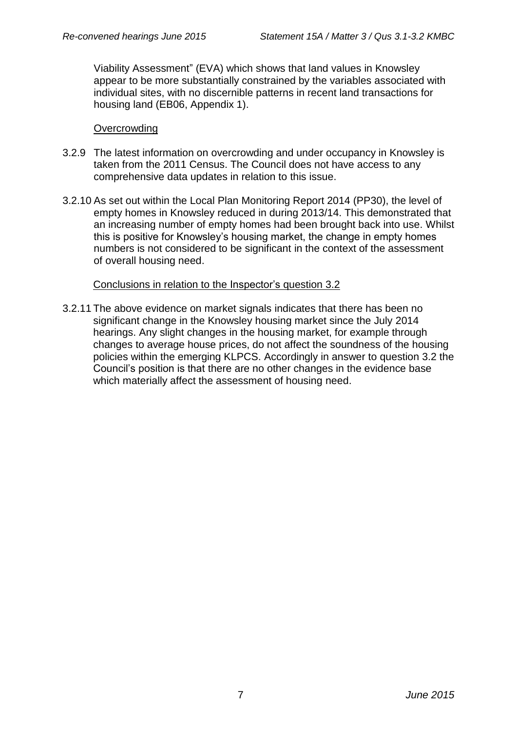Viability Assessment" (EVA) which shows that land values in Knowsley appear to be more substantially constrained by the variables associated with individual sites, with no discernible patterns in recent land transactions for housing land (EB06, Appendix 1).

Overcrowding

3.2.9 The latest information on overcrowding and under occupancy in Knowsley is taken from the 2011 Census. The Council does not have access to any comprehensive data updates in relation to this issue.

3.2.10 As set out within the Local Plan Monitoring Report 2014 (PP30), the level of empty homes in Knowsley reduced in during 2013/14. This demonstrated that an increasing number of empty homes had been brought back into use. Whilst this is positive for Knowsley's housing market, the change in empty homes numbers is not considered to be significant in the context of the assessment of overall housing need.

Conclusions in relation to the Inspector's question 3.2

3.2.11 The above evidence on market signals indicates that there has been no significant change in the Knowsley housing market since the July 2014 hearings. Any slight changes in the housing market, for example through changes to average house prices, do not affect the soundness of the housing policies within the emerging KLPCS. Accordingly in answer to question 3.2 the Council's position is that there are no other changes in the evidence base which materially affect the assessment of housing need.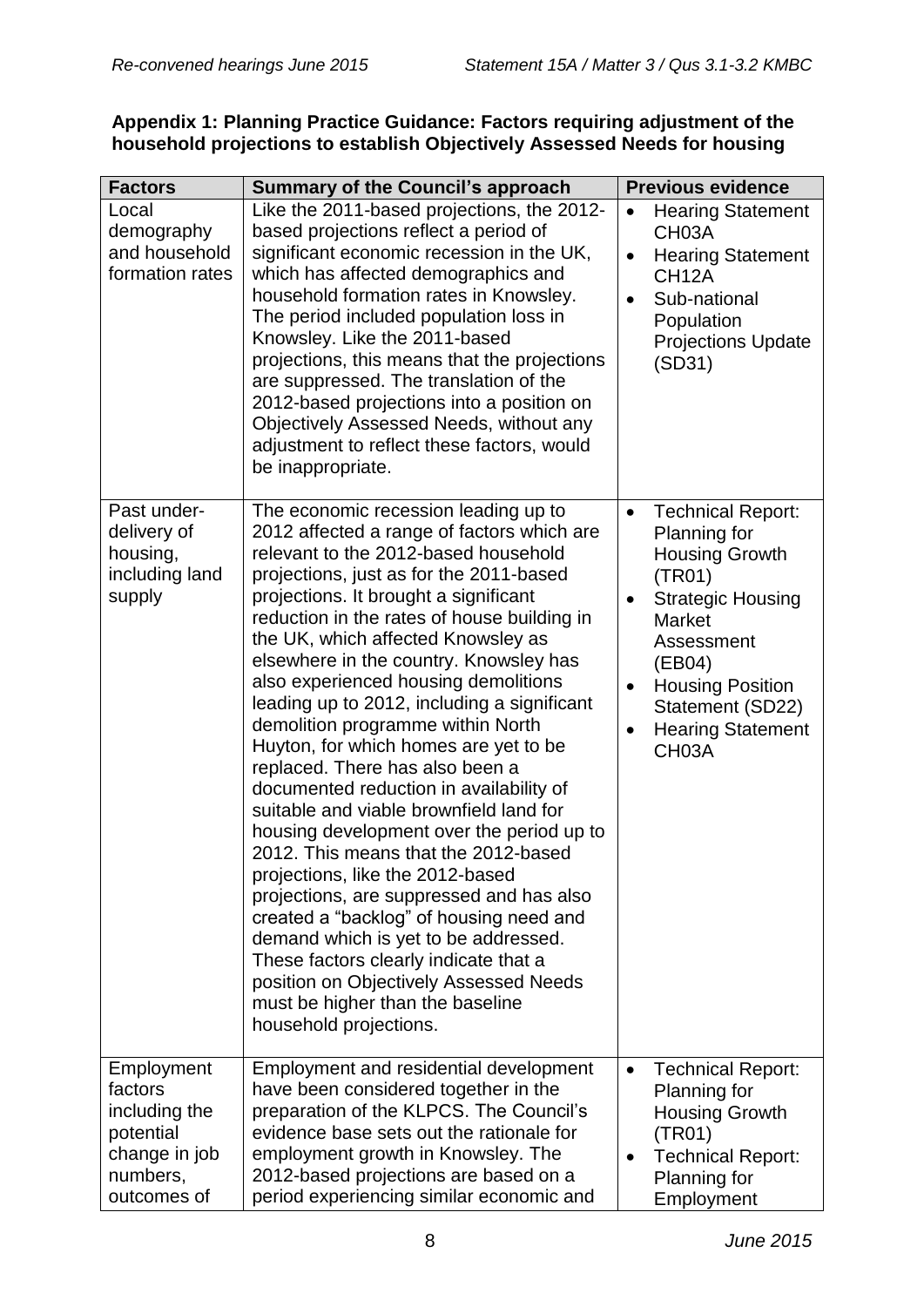**Appendix 1: Planning Practice Guidance: Factors requiring adjustment of the household projections to establish Objectively Assessed Needs for housing**

| Factors | Summary of the Council's approach | Previous evidence |
|---|---|---|
| Local demography and household formation rates | Like the 2011-based projections, the 2012-based projections reflect a period of significant economic recession in the UK, which has affected demographics and household formation rates in Knowsley. The period included population loss in Knowsley. Like the 2011-based projections, this means that the projections are suppressed. The translation of the 2012-based projections into a position on Objectively Assessed Needs, without any adjustment to reflect these factors, would be inappropriate. | • Hearing Statement CH03A<br>• Hearing Statement CH12A<br>• Sub-national Population Projections Update (SD31) |
| Past under-delivery of housing, including land supply | The economic recession leading up to 2012 affected a range of factors which are relevant to the 2012-based household projections, just as for the 2011-based projections. It brought a significant reduction in the rates of house building in the UK, which affected Knowsley as elsewhere in the country. Knowsley has also experienced housing demolitions leading up to 2012, including a significant demolition programme within North Huyton, for which homes are yet to be replaced. There has also been a documented reduction in availability of suitable and viable brownfield land for housing development over the period up to 2012. This means that the 2012-based projections, like the 2012-based projections, are suppressed and has also created a "backlog" of housing need and demand which is yet to be addressed. These factors clearly indicate that a position on Objectively Assessed Needs must be higher than the baseline household projections. | • Technical Report: Planning for Housing Growth (TR01)<br>• Strategic Housing Market Assessment (EB04)<br>• Housing Position Statement (SD22)<br>• Hearing Statement CH03A |
| Employment factors including the potential change in job numbers, outcomes of | Employment and residential development have been considered together in the preparation of the KLPCS. The Council's evidence base sets out the rationale for employment growth in Knowsley. The 2012-based projections are based on a period experiencing similar economic and | • Technical Report: Planning for Housing Growth (TR01)<br>• Technical Report: Planning for Employment |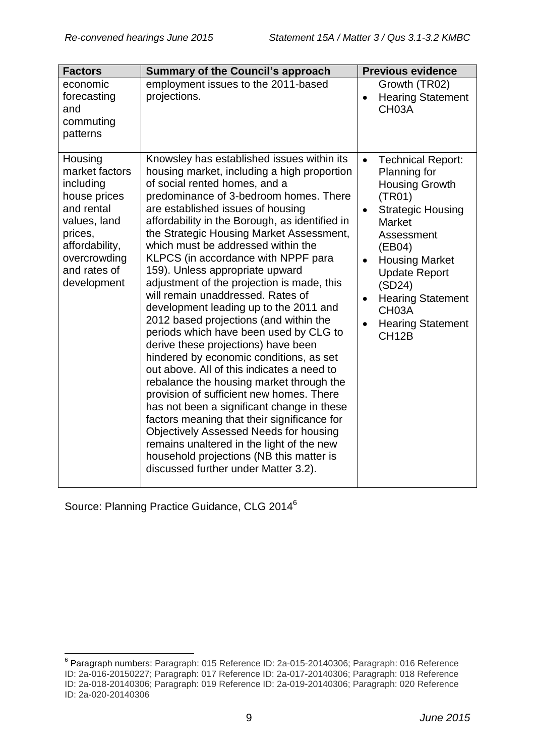| Factors | Summary of the Council's approach | Previous evidence |
|---|---|---|
| economic forecasting and commuting patterns | employment issues to the 2011-based projections. | Growth (TR02)<br>• Hearing Statement CH03A |
| Housing market factors including house prices and rental values, land prices, affordability, overcrowding and rates of development | Knowsley has established issues within its housing market, including a high proportion of social rented homes, and a predominance of 3-bedroom homes. There are established issues of housing affordability in the Borough, as identified in the Strategic Housing Market Assessment, which must be addressed within the KLPCS (in accordance with NPPF para 159). Unless appropriate upward adjustment of the projection is made, this will remain unaddressed. Rates of development leading up to the 2011 and 2012 based projections (and within the periods which have been used by CLG to derive these projections) have been hindered by economic conditions, as set out above. All of this indicates a need to rebalance the housing market through the provision of sufficient new homes. There has not been a significant change in these factors meaning that their significance for Objectively Assessed Needs for housing remains unaltered in the light of the new household projections (NB this matter is discussed further under Matter 3.2). | • Technical Report: Planning for Housing Growth (TR01)<br>• Strategic Housing Market Assessment (EB04)<br>• Housing Market Update Report (SD24)<br>• Hearing Statement CH03A<br>• Hearing Statement CH12B |

Source: Planning Practice Guidance, CLG 2014[6]

[6] Paragraph numbers: Paragraph: 015 Reference ID: 2a-015-20140306; Paragraph: 016 Reference ID: 2a-016-20150227; Paragraph: 017 Reference ID: 2a-017-20140306; Paragraph: 018 Reference ID: 2a-018-20140306; Paragraph: 019 Reference ID: 2a-019-20140306; Paragraph: 020 Reference ID: 2a-020-20140306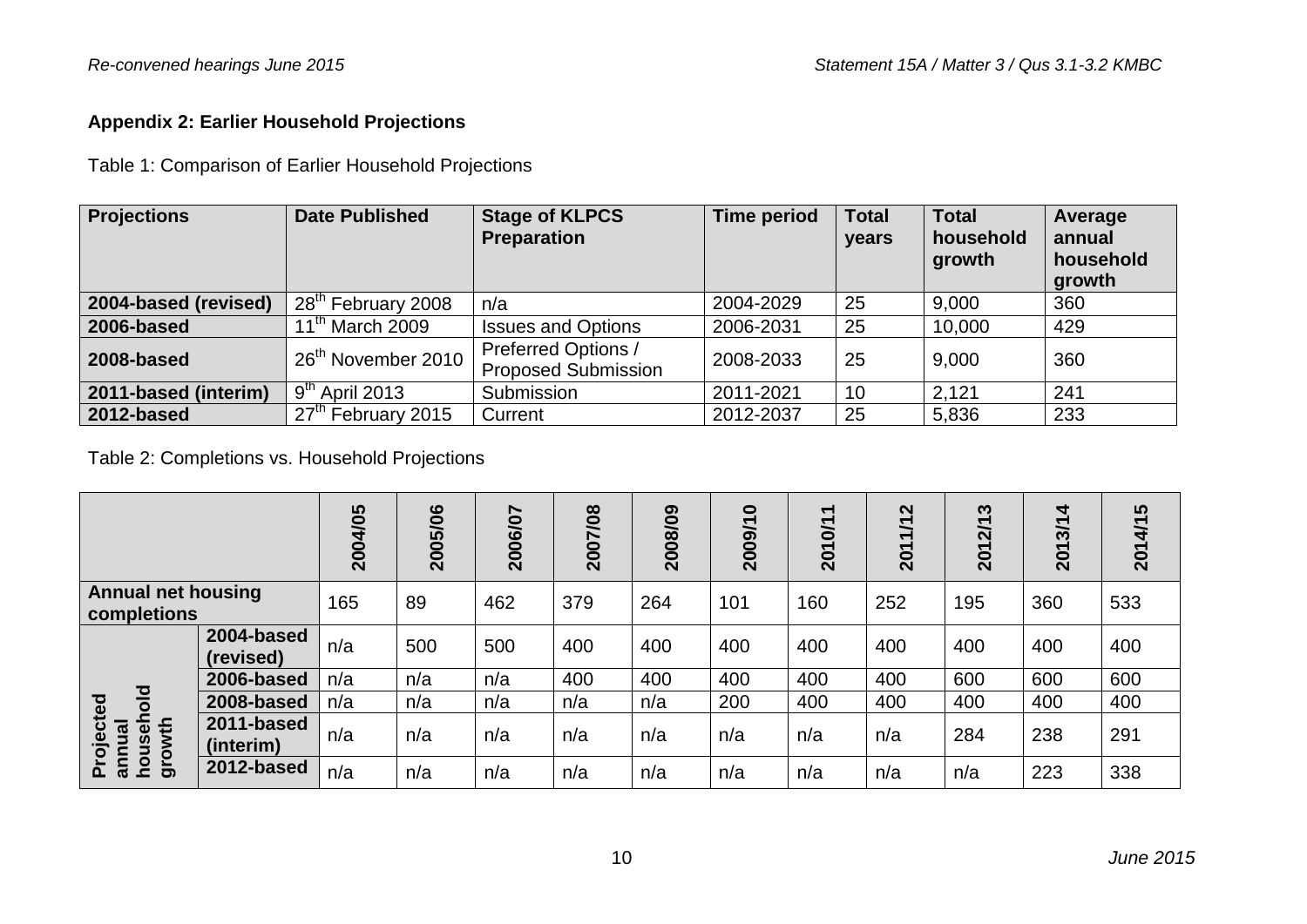**Appendix 2: Earlier Household Projections**

Table 1: Comparison of Earlier Household Projections

| Projections | Date Published | Stage of KLPCS Preparation | Time period | Total years | Total household growth | Average annual household growth |
|---|---|---|---|---|---|---|
| **2004-based (revised)** | 28th February 2008 | n/a | 2004-2029 | 25 | 9,000 | 360 |
| **2006-based** | 11th March 2009 | Issues and Options | 2006-2031 | 25 | 10,000 | 429 |
| **2008-based** | 26th November 2010 | Preferred Options / Proposed Submission | 2008-2033 | 25 | 9,000 | 360 |
| **2011-based (interim)** | 9th April 2013 | Submission | 2011-2021 | 10 | 2,121 | 241 |
| **2012-based** | 27th February 2015 | Current | 2012-2037 | 25 | 5,836 | 233 |

Table 2: Completions vs. Household Projections

| | | 2004/05 | 2005/06 | 2006/07 | 2007/08 | 2008/09 | 2009/10 | 2010/11 | 2011/12 | 2012/13 | 2013/14 | 2014/15 |
|---|---|---|---|---|---|---|---|---|---|---|---|---|
| **Annual net housing completions** | | 165 | 89 | 462 | 379 | 264 | 101 | 160 | 252 | 195 | 360 | 533 |
| **Projected annual household growth** | **2004-based (revised)** | n/a | 500 | 500 | 400 | 400 | 400 | 400 | 400 | 400 | 400 | 400 |
| | **2006-based** | n/a | n/a | n/a | 400 | 400 | 400 | 400 | 400 | 600 | 600 | 600 |
| | **2008-based** | n/a | n/a | n/a | n/a | n/a | 200 | 400 | 400 | 400 | 400 | 400 |
| | **2011-based (interim)** | n/a | n/a | n/a | n/a | n/a | n/a | n/a | n/a | 284 | 238 | 291 |
| | **2012-based** | n/a | n/a | n/a | n/a | n/a | n/a | n/a | n/a | n/a | 223 | 338 |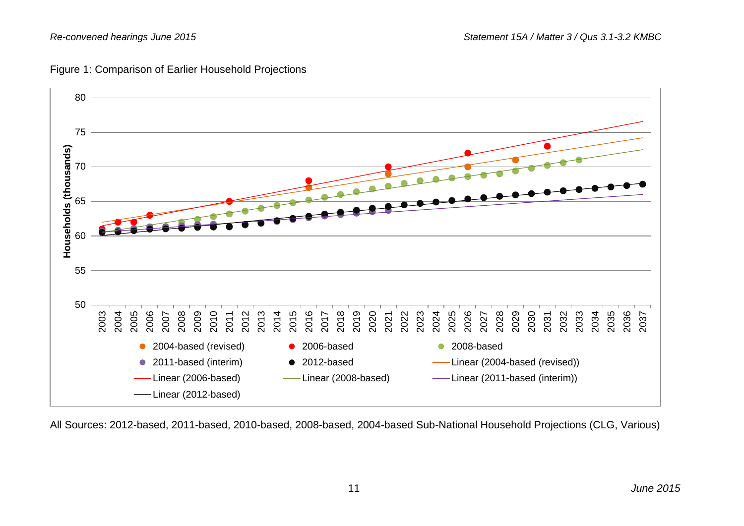Figure 1: Comparison of Earlier Household Projections

All Sources: 2012-based, 2011-based, 2010-based, 2008-based, 2004-based Sub-National Household Projections (CLG, Various)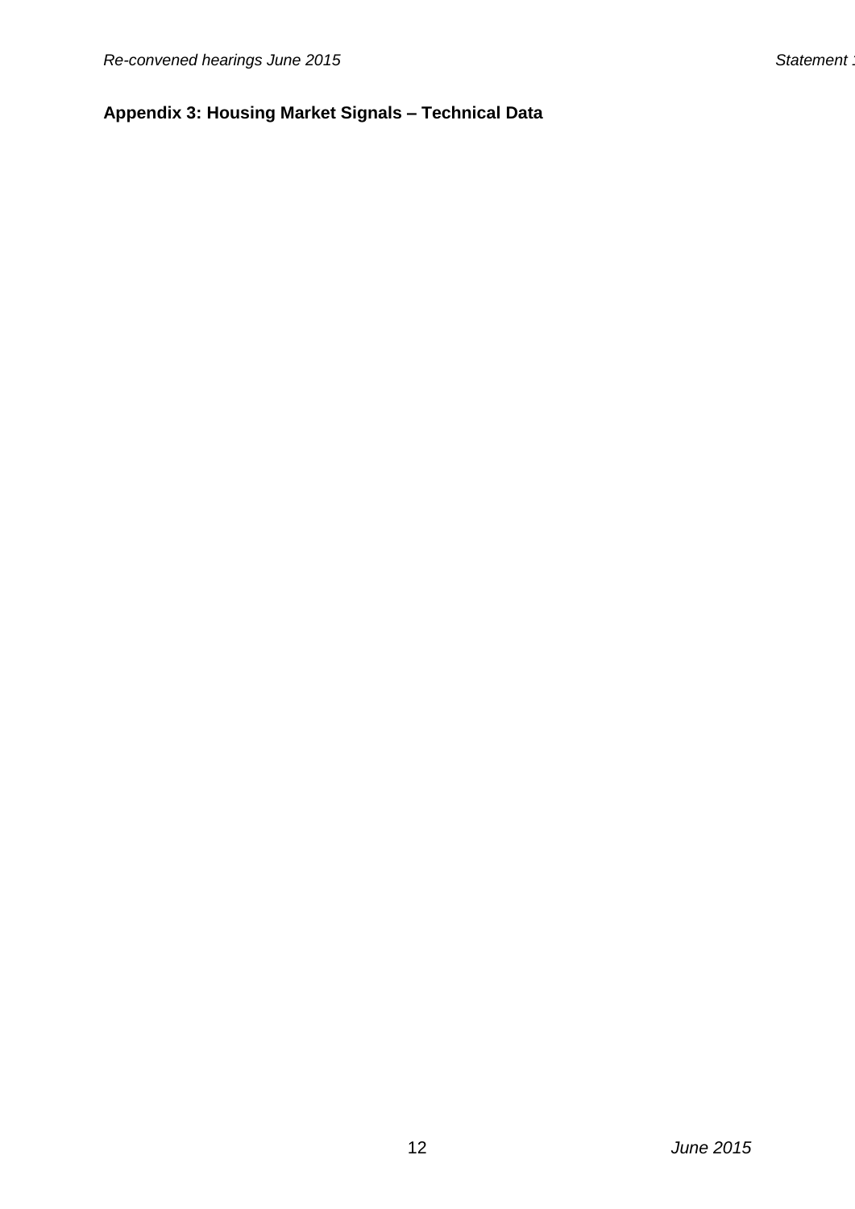**Appendix 3: Housing Market Signals – Technical Data**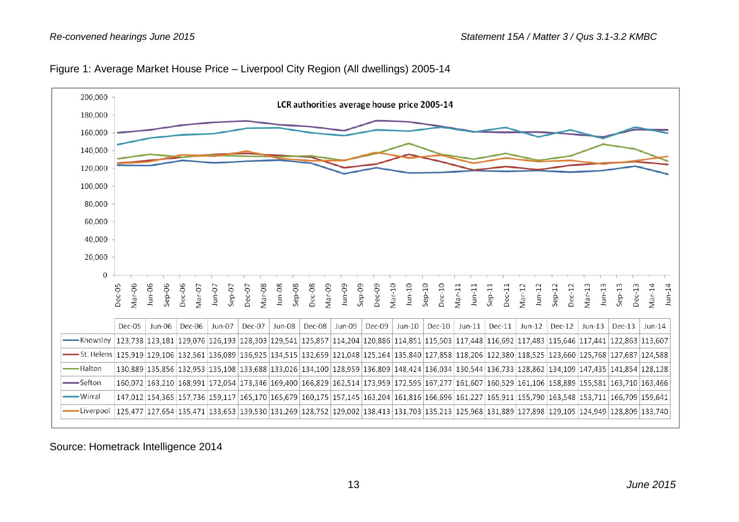Figure 1: Average Market House Price – Liverpool City Region (All dwellings) 2005-14

LCR authorities average house price 2005-14

| | Dec-05 | Jun-06 | Dec-06 | Jun-07 | Dec-07 | Jun-08 | Dec-08 | Jun-09 | Dec-09 | Jun-10 | Dec-10 | Jun-11 | Dec-11 | Jun-12 | Dec-12 | Jun-13 | Dec-13 | Jun-14 |
|---|---|---|---|---|---|---|---|---|---|---|---|---|---|---|---|---|---|---|
| Knowsley | 123,738 | 123,181 | 129,076 | 126,193 | 128,303 | 129,541 | 125,857 | 114,204 | 120,886 | 114,851 | 115,503 | 117,448 | 116,692 | 117,483 | 115,646 | 117,441 | 122,863 | 113,607 |
| St. Helens | 125,919 | 129,106 | 132,561 | 136,089 | 136,925 | 134,515 | 132,659 | 121,048 | 125,164 | 135,840 | 127,858 | 118,206 | 122,380 | 118,525 | 123,660 | 125,768 | 127,687 | 124,588 |
| Halton | 130,889 | 135,856 | 132,953 | 135,108 | 133,688 | 133,026 | 134,100 | 128,959 | 136,809 | 148,424 | 136,034 | 130,544 | 136,733 | 128,862 | 134,109 | 147,435 | 141,854 | 128,128 |
| Sefton | 160,072 | 163,210 | 168,991 | 172,054 | 173,346 | 169,400 | 166,829 | 162,514 | 173,959 | 172,595 | 167,277 | 161,607 | 160,529 | 161,106 | 158,889 | 155,581 | 163,710 | 163,466 |
| Wirral | 147,012 | 154,365 | 157,736 | 159,117 | 165,170 | 165,679 | 160,175 | 157,145 | 163,204 | 161,816 | 166,696 | 161,227 | 165,911 | 155,790 | 163,548 | 153,711 | 166,709 | 159,641 |
| Liverpool | 125,477 | 127,654 | 135,471 | 133,653 | 139,530 | 131,269 | 128,752 | 129,002 | 138,413 | 131,703 | 135,213 | 125,968 | 131,889 | 127,898 | 129,105 | 124,949 | 128,809 | 133,740 |

Source: Hometrack Intelligence 2014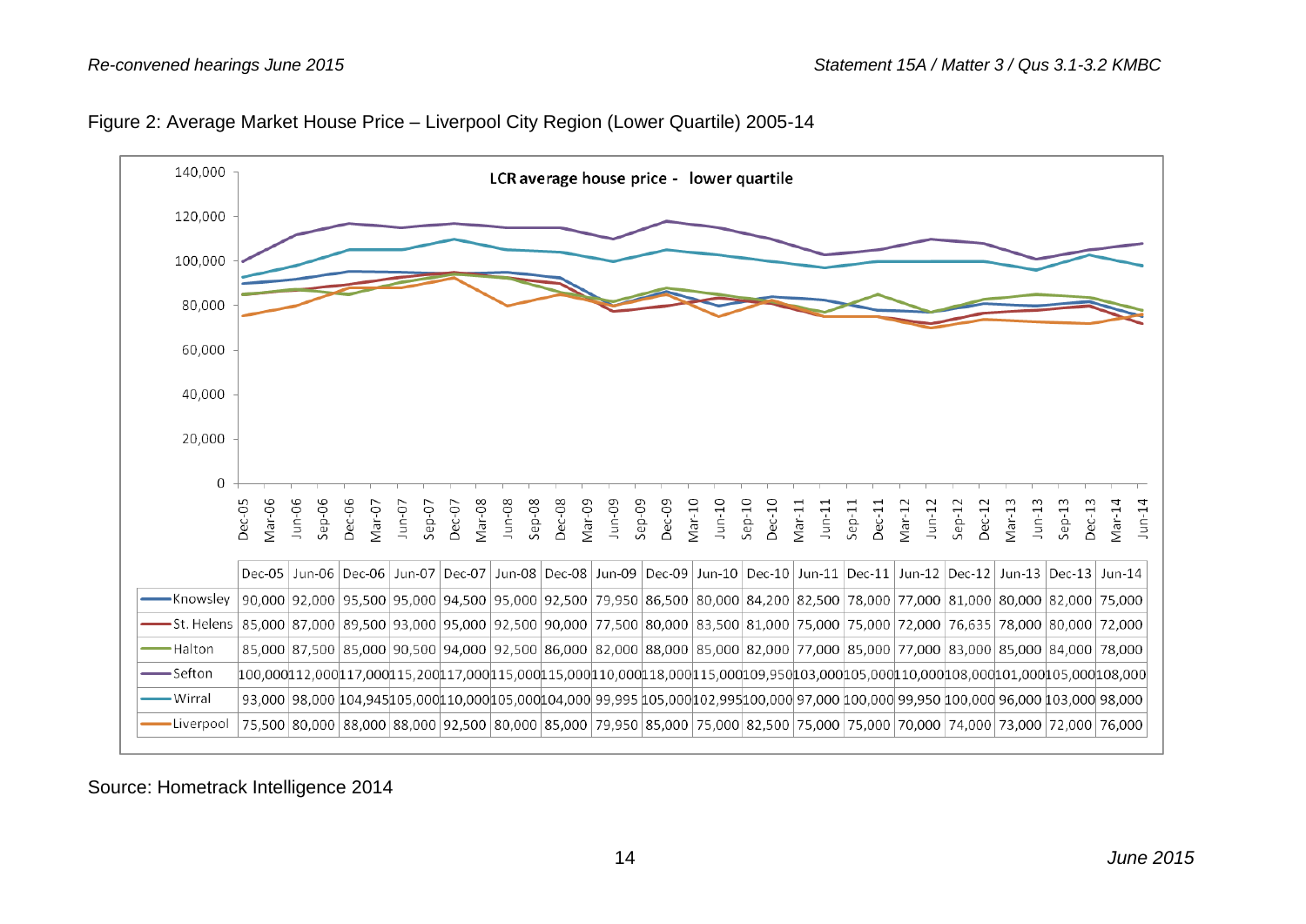Figure 2: Average Market House Price – Liverpool City Region (Lower Quartile) 2005-14

LCR average house price - lower quartile

| | Dec-05 | Jun-06 | Dec-06 | Jun-07 | Dec-07 | Jun-08 | Dec-08 | Jun-09 | Dec-09 | Jun-10 | Dec-10 | Jun-11 | Dec-11 | Jun-12 | Dec-12 | Jun-13 | Dec-13 | Jun-14 |
|---|---|---|---|---|---|---|---|---|---|---|---|---|---|---|---|---|---|---|
| Knowsley | 90,000 | 92,000 | 95,500 | 95,000 | 94,500 | 95,000 | 92,500 | 79,950 | 86,500 | 80,000 | 84,200 | 82,500 | 78,000 | 77,000 | 81,000 | 80,000 | 82,000 | 75,000 |
| St. Helens | 85,000 | 87,000 | 89,500 | 93,000 | 95,000 | 92,500 | 90,000 | 77,500 | 80,000 | 83,500 | 81,000 | 75,000 | 75,000 | 72,000 | 76,635 | 78,000 | 80,000 | 72,000 |
| Halton | 85,000 | 87,500 | 85,000 | 90,500 | 94,000 | 92,500 | 86,000 | 82,000 | 88,000 | 85,000 | 82,000 | 77,000 | 85,000 | 77,000 | 83,000 | 85,000 | 84,000 | 78,000 |
| Sefton | 100,000 | 112,000 | 117,000 | 115,200 | 117,000 | 115,000 | 115,000 | 110,000 | 118,000 | 115,000 | 109,950 | 103,000 | 105,000 | 110,000 | 108,000 | 101,000 | 105,000 | 108,000 |
| Wirral | 93,000 | 98,000 | 104,945 | 105,000 | 110,000 | 105,000 | 104,000 | 99,995 | 105,000 | 102,995 | 100,000 | 97,000 | 100,000 | 99,950 | 100,000 | 96,000 | 103,000 | 98,000 |
| Liverpool | 75,500 | 80,000 | 88,000 | 88,000 | 92,500 | 80,000 | 85,000 | 79,950 | 85,000 | 75,000 | 82,500 | 75,000 | 75,000 | 70,000 | 74,000 | 73,000 | 72,000 | 76,000 |

Source: Hometrack Intelligence 2014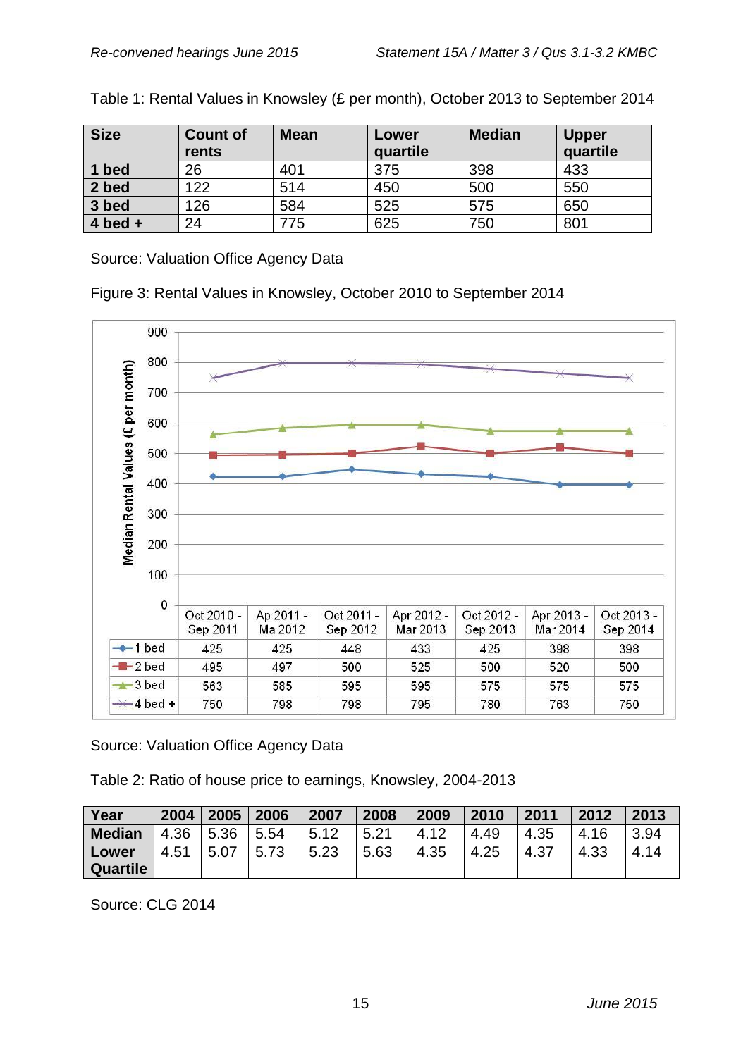Table 1: Rental Values in Knowsley (£ per month), October 2013 to September 2014

| Size | Count of rents | Mean | Lower quartile | Median | Upper quartile |
|---|---|---|---|---|---|
| 1 bed | 26 | 401 | 375 | 398 | 433 |
| 2 bed | 122 | 514 | 450 | 500 | 550 |
| 3 bed | 126 | 584 | 525 | 575 | 650 |
| 4 bed + | 24 | 775 | 625 | 750 | 801 |

Source: Valuation Office Agency Data

Figure 3: Rental Values in Knowsley, October 2010 to September 2014

Median Rental Values (£ per month)

| | Oct 2010 - Sep 2011 | Ap 2011 - Ma 2012 | Oct 2011 - Sep 2012 | Apr 2012 - Mar 2013 | Oct 2012 - Sep 2013 | Apr 2013 - Mar 2014 | Oct 2013 - Sep 2014 |
|---|---|---|---|---|---|---|---|
| 1 bed | 425 | 425 | 448 | 433 | 425 | 398 | 398 |
| 2 bed | 495 | 497 | 500 | 525 | 500 | 520 | 500 |
| 3 bed | 563 | 585 | 595 | 595 | 575 | 575 | 575 |
| 4 bed + | 750 | 798 | 798 | 795 | 780 | 763 | 750 |

Source: Valuation Office Agency Data

Table 2: Ratio of house price to earnings, Knowsley, 2004-2013

| Year | 2004 | 2005 | 2006 | 2007 | 2008 | 2009 | 2010 | 2011 | 2012 | 2013 |
|---|---|---|---|---|---|---|---|---|---|---|
| Median | 4.36 | 5.36 | 5.54 | 5.12 | 5.21 | 4.12 | 4.49 | 4.35 | 4.16 | 3.94 |
| Lower Quartile | 4.51 | 5.07 | 5.73 | 5.23 | 5.63 | 4.35 | 4.25 | 4.37 | 4.33 | 4.14 |

Source: CLG 2014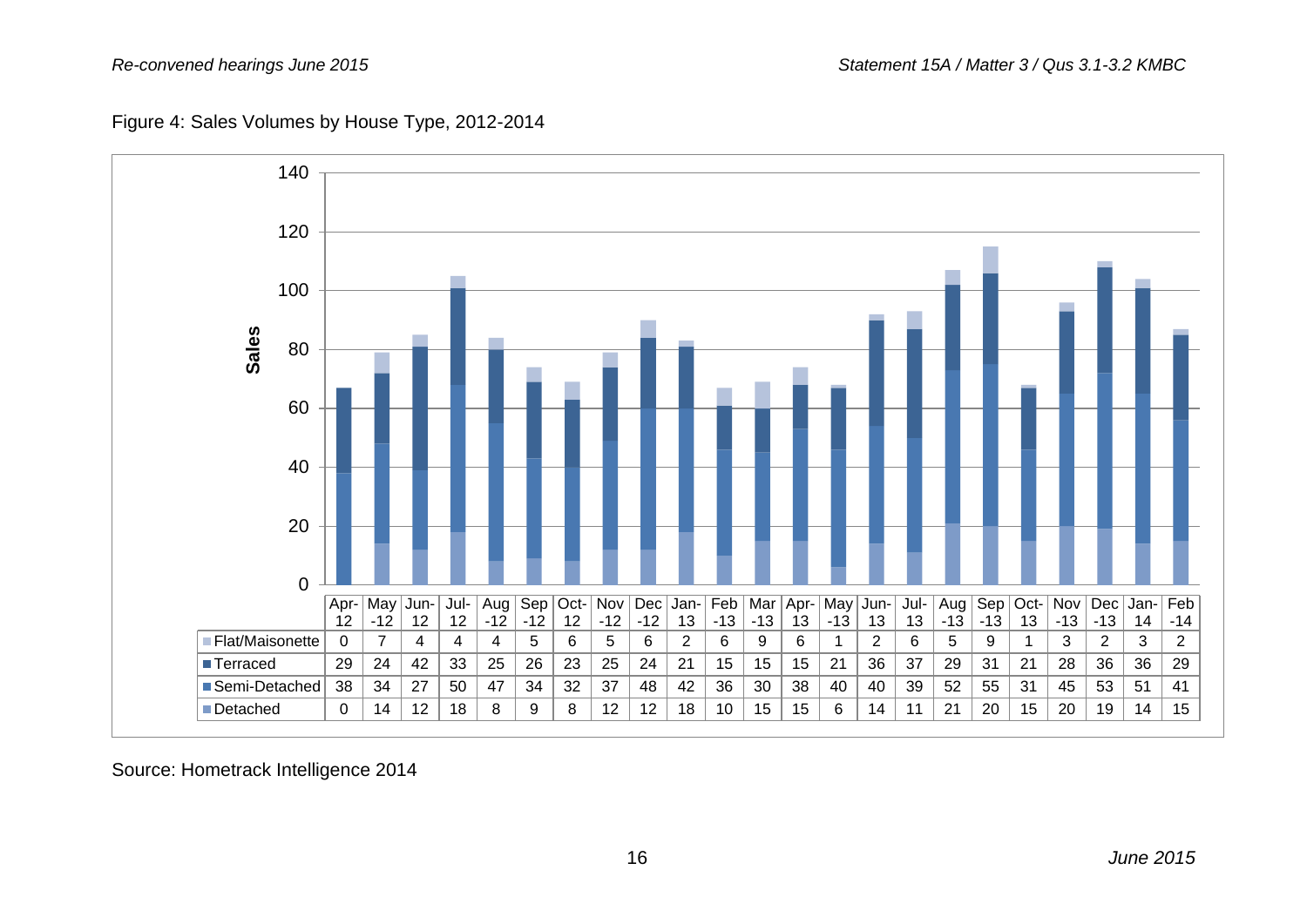Figure 4: Sales Volumes by House Type, 2012-2014

Sales

140
120
100
80
60
40
20
0

Apr-12 May-12 Jun-12 Jul-12 Aug-12 Sep-12 Oct-12 Nov-12 Dec-12 Jan-13 Feb-13 Mar-13 Apr-13 May-13 Jun-13 Jul-13 Aug-13 Sep-13 Oct-13 Nov-13 Dec-13 Jan-14 Feb-14

Flat/Maisonette 0 7 4 4 4 5 6 5 6 2 6 9 6 1 2 6 5 9 1 3 2 3 2

Terraced 29 24 42 33 25 26 23 25 24 21 15 15 15 21 36 37 29 31 21 28 36 36 29

Semi-Detached 38 34 27 50 47 34 32 37 48 42 36 30 38 40 40 39 52 55 31 45 53 51 41

Detached 0 14 12 18 8 9 8 12 12 18 10 15 15 6 14 11 21 20 15 20 19 14 15

Source: Hometrack Intelligence 2014